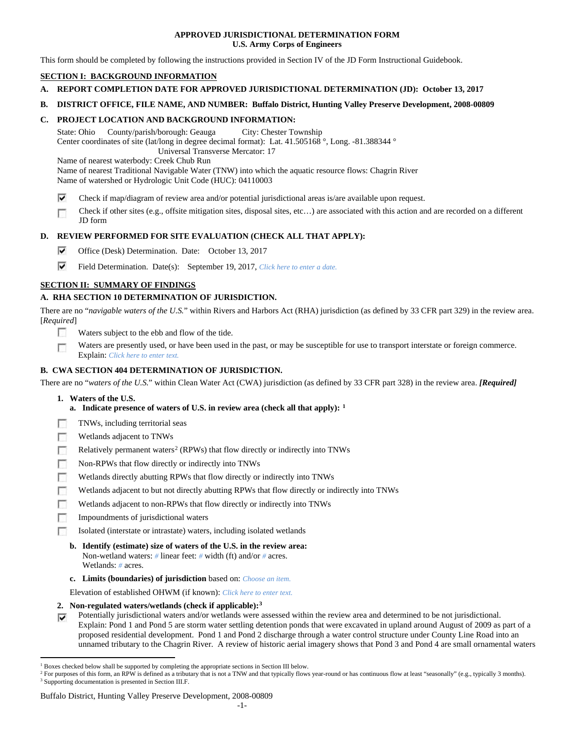**APPROVED JURISDICTIONAL DETERMINATION FORM**
**U.S. Army Corps of Engineers**

This form should be completed by following the instructions provided in Section IV of the JD Form Instructional Guidebook.

## SECTION I: BACKGROUND INFORMATION

**A. REPORT COMPLETION DATE FOR APPROVED JURISDICTIONAL DETERMINATION (JD): October 13, 2017**

**B. DISTRICT OFFICE, FILE NAME, AND NUMBER: Buffalo District, Hunting Valley Preserve Development, 2008-00809**

**C. PROJECT LOCATION AND BACKGROUND INFORMATION:**

State: Ohio County/parish/borough: Geauga City: Chester Township
Center coordinates of site (lat/long in degree decimal format): Lat. 41.505168 °, Long. -81.388344 °
Universal Transverse Mercator: 17
Name of nearest waterbody: Creek Chub Run
Name of nearest Traditional Navigable Water (TNW) into which the aquatic resource flows: Chagrin River
Name of watershed or Hydrologic Unit Code (HUC): 04110003

- [x] Check if map/diagram of review area and/or potential jurisdictional areas is/are available upon request.
- [ ] Check if other sites (e.g., offsite mitigation sites, disposal sites, etc…) are associated with this action and are recorded on a different JD form

**D. REVIEW PERFORMED FOR SITE EVALUATION (CHECK ALL THAT APPLY):**

- [x] Office (Desk) Determination. Date: October 13, 2017
- [x] Field Determination. Date(s): September 19, 2017, *Click here to enter a date.*

## SECTION II: SUMMARY OF FINDINGS

**A. RHA SECTION 10 DETERMINATION OF JURISDICTION.**

There are no "*navigable waters of the U.S.*" within Rivers and Harbors Act (RHA) jurisdiction (as defined by 33 CFR part 329) in the review area. [*Required*]

- [ ] Waters subject to the ebb and flow of the tide.
- [ ] Waters are presently used, or have been used in the past, or may be susceptible for use to transport interstate or foreign commerce. Explain: *Click here to enter text.*

**B. CWA SECTION 404 DETERMINATION OF JURISDICTION.**

There are no "*waters of the U.S.*" within Clean Water Act (CWA) jurisdiction (as defined by 33 CFR part 328) in the review area. ***[Required]***

**1. Waters of the U.S.**

**a. Indicate presence of waters of U.S. in review area (check all that apply): [1]**

- [ ] TNWs, including territorial seas
- [ ] Wetlands adjacent to TNWs
- [ ] Relatively permanent waters[2] (RPWs) that flow directly or indirectly into TNWs
- [ ] Non-RPWs that flow directly or indirectly into TNWs
- [ ] Wetlands directly abutting RPWs that flow directly or indirectly into TNWs
- [ ] Wetlands adjacent to but not directly abutting RPWs that flow directly or indirectly into TNWs
- [ ] Wetlands adjacent to non-RPWs that flow directly or indirectly into TNWs
- [ ] Impoundments of jurisdictional waters
- [ ] Isolated (interstate or intrastate) waters, including isolated wetlands

**b. Identify (estimate) size of waters of the U.S. in the review area:**
Non-wetland waters: # linear feet: # width (ft) and/or # acres.
Wetlands: # acres.

**c. Limits (boundaries) of jurisdiction** based on: *Choose an item.*

Elevation of established OHWM (if known): *Click here to enter text.*

**2. Non-regulated waters/wetlands (check if applicable):[3]**

- [x] Potentially jurisdictional waters and/or wetlands were assessed within the review area and determined to be not jurisdictional. Explain: Pond 1 and Pond 5 are storm water settling detention ponds that were excavated in upland around August of 2009 as part of a proposed residential development. Pond 1 and Pond 2 discharge through a water control structure under County Line Road into an unnamed tributary to the Chagrin River. A review of historic aerial imagery shows that Pond 3 and Pond 4 are small ornamental waters

---

[1] Boxes checked below shall be supported by completing the appropriate sections in Section III below.
[2] For purposes of this form, an RPW is defined as a tributary that is not a TNW and that typically flows year-round or has continuous flow at least "seasonally" (e.g., typically 3 months).
[3] Supporting documentation is presented in Section III.F.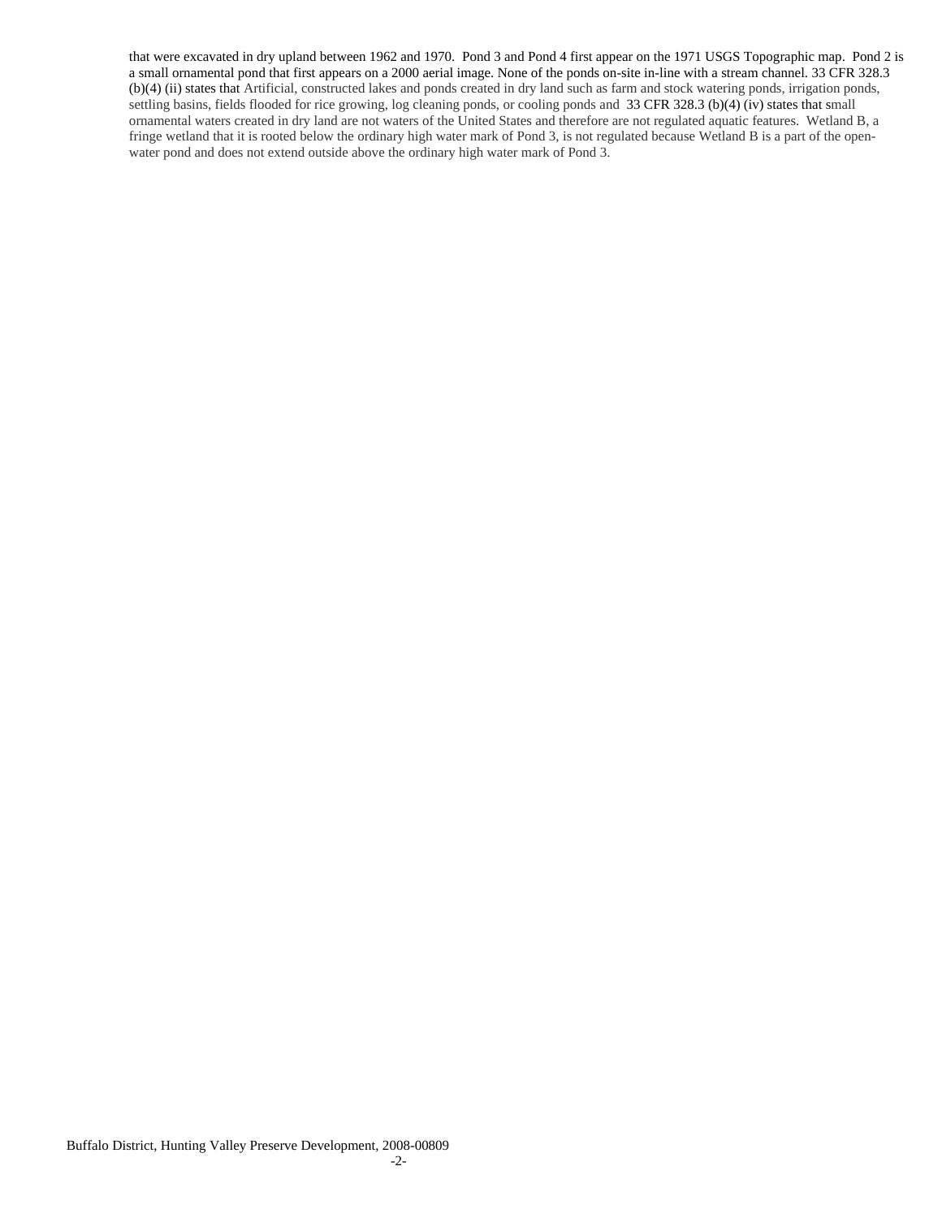that were excavated in dry upland between 1962 and 1970. Pond 3 and Pond 4 first appear on the 1971 USGS Topographic map. Pond 2 is a small ornamental pond that first appears on a 2000 aerial image. None of the ponds on-site in-line with a stream channel. 33 CFR 328.3 (b)(4) (ii) states that Artificial, constructed lakes and ponds created in dry land such as farm and stock watering ponds, irrigation ponds, settling basins, fields flooded for rice growing, log cleaning ponds, or cooling ponds and 33 CFR 328.3 (b)(4) (iv) states that small ornamental waters created in dry land are not waters of the United States and therefore are not regulated aquatic features. Wetland B, a fringe wetland that it is rooted below the ordinary high water mark of Pond 3, is not regulated because Wetland B is a part of the open-water pond and does not extend outside above the ordinary high water mark of Pond 3.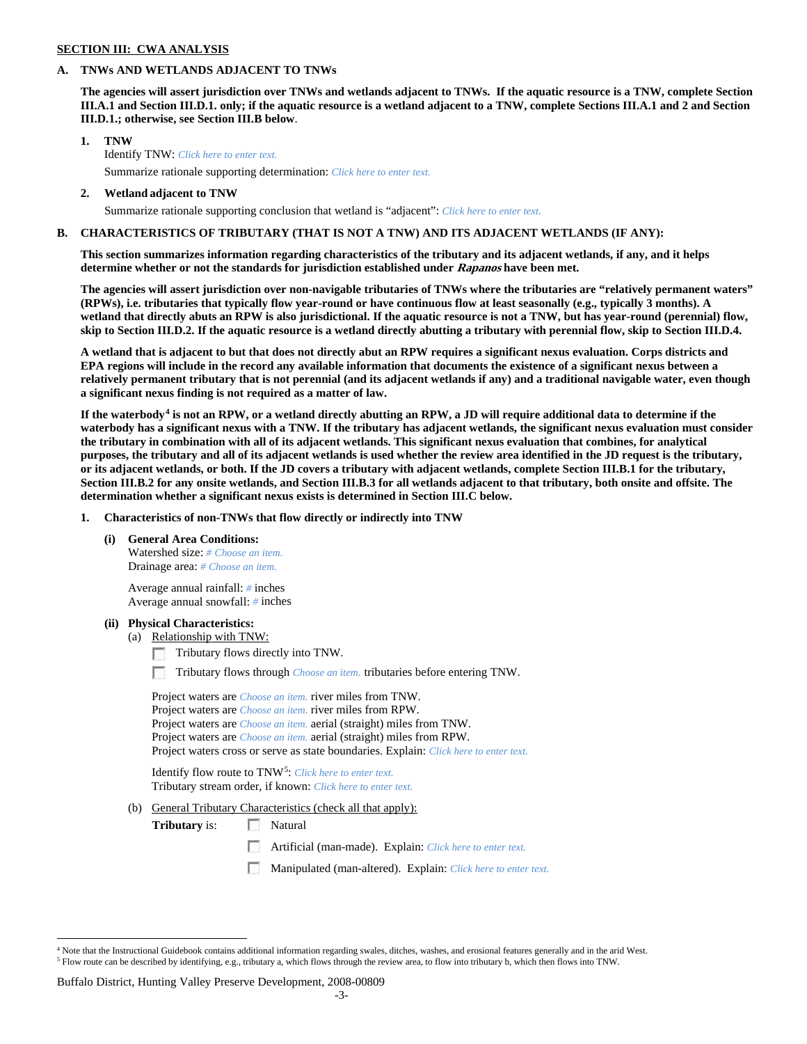**SECTION III: CWA ANALYSIS**

**A. TNWs AND WETLANDS ADJACENT TO TNWs**

**The agencies will assert jurisdiction over TNWs and wetlands adjacent to TNWs. If the aquatic resource is a TNW, complete Section III.A.1 and Section III.D.1. only; if the aquatic resource is a wetland adjacent to a TNW, complete Sections III.A.1 and 2 and Section III.D.1.; otherwise, see Section III.B below**.

**1. TNW**

Identify TNW: *Click here to enter text.*

Summarize rationale supporting determination: *Click here to enter text.*

**2. Wetland adjacent to TNW**

Summarize rationale supporting conclusion that wetland is "adjacent": *Click here to enter text.*

**B. CHARACTERISTICS OF TRIBUTARY (THAT IS NOT A TNW) AND ITS ADJACENT WETLANDS (IF ANY):**

**This section summarizes information regarding characteristics of the tributary and its adjacent wetlands, if any, and it helps determine whether or not the standards for jurisdiction established under *Rapanos* have been met.**

**The agencies will assert jurisdiction over non-navigable tributaries of TNWs where the tributaries are "relatively permanent waters" (RPWs), i.e. tributaries that typically flow year-round or have continuous flow at least seasonally (e.g., typically 3 months). A wetland that directly abuts an RPW is also jurisdictional. If the aquatic resource is not a TNW, but has year-round (perennial) flow, skip to Section III.D.2. If the aquatic resource is a wetland directly abutting a tributary with perennial flow, skip to Section III.D.4.**

**A wetland that is adjacent to but that does not directly abut an RPW requires a significant nexus evaluation. Corps districts and EPA regions will include in the record any available information that documents the existence of a significant nexus between a relatively permanent tributary that is not perennial (and its adjacent wetlands if any) and a traditional navigable water, even though a significant nexus finding is not required as a matter of law.**

**If the waterbody[4] is not an RPW, or a wetland directly abutting an RPW, a JD will require additional data to determine if the waterbody has a significant nexus with a TNW. If the tributary has adjacent wetlands, the significant nexus evaluation must consider the tributary in combination with all of its adjacent wetlands. This significant nexus evaluation that combines, for analytical purposes, the tributary and all of its adjacent wetlands is used whether the review area identified in the JD request is the tributary, or its adjacent wetlands, or both. If the JD covers a tributary with adjacent wetlands, complete Section III.B.1 for the tributary, Section III.B.2 for any onsite wetlands, and Section III.B.3 for all wetlands adjacent to that tributary, both onsite and offsite. The determination whether a significant nexus exists is determined in Section III.C below.**

**1. Characteristics of non-TNWs that flow directly or indirectly into TNW**

**(i) General Area Conditions:**

Watershed size: *# Choose an item.*
Drainage area: *# Choose an item.*

Average annual rainfall: *#* inches
Average annual snowfall: *#* inches

**(ii) Physical Characteristics:**

(a) Relationship with TNW:

☐ Tributary flows directly into TNW.

☐ Tributary flows through *Choose an item.* tributaries before entering TNW.

Project waters are *Choose an item.* river miles from TNW.
Project waters are *Choose an item.* river miles from RPW.
Project waters are *Choose an item.* aerial (straight) miles from TNW.
Project waters are *Choose an item.* aerial (straight) miles from RPW.
Project waters cross or serve as state boundaries. Explain: *Click here to enter text.*

Identify flow route to TNW[5]: *Click here to enter text.*
Tributary stream order, if known: *Click here to enter text.*

(b) General Tributary Characteristics (check all that apply):

**Tributary** is: ☐ Natural

☐ Artificial (man-made). Explain: *Click here to enter text.*

☐ Manipulated (man-altered). Explain: *Click here to enter text.*

---

[4] Note that the Instructional Guidebook contains additional information regarding swales, ditches, washes, and erosional features generally and in the arid West.

[5] Flow route can be described by identifying, e.g., tributary a, which flows through the review area, to flow into tributary b, which then flows into TNW.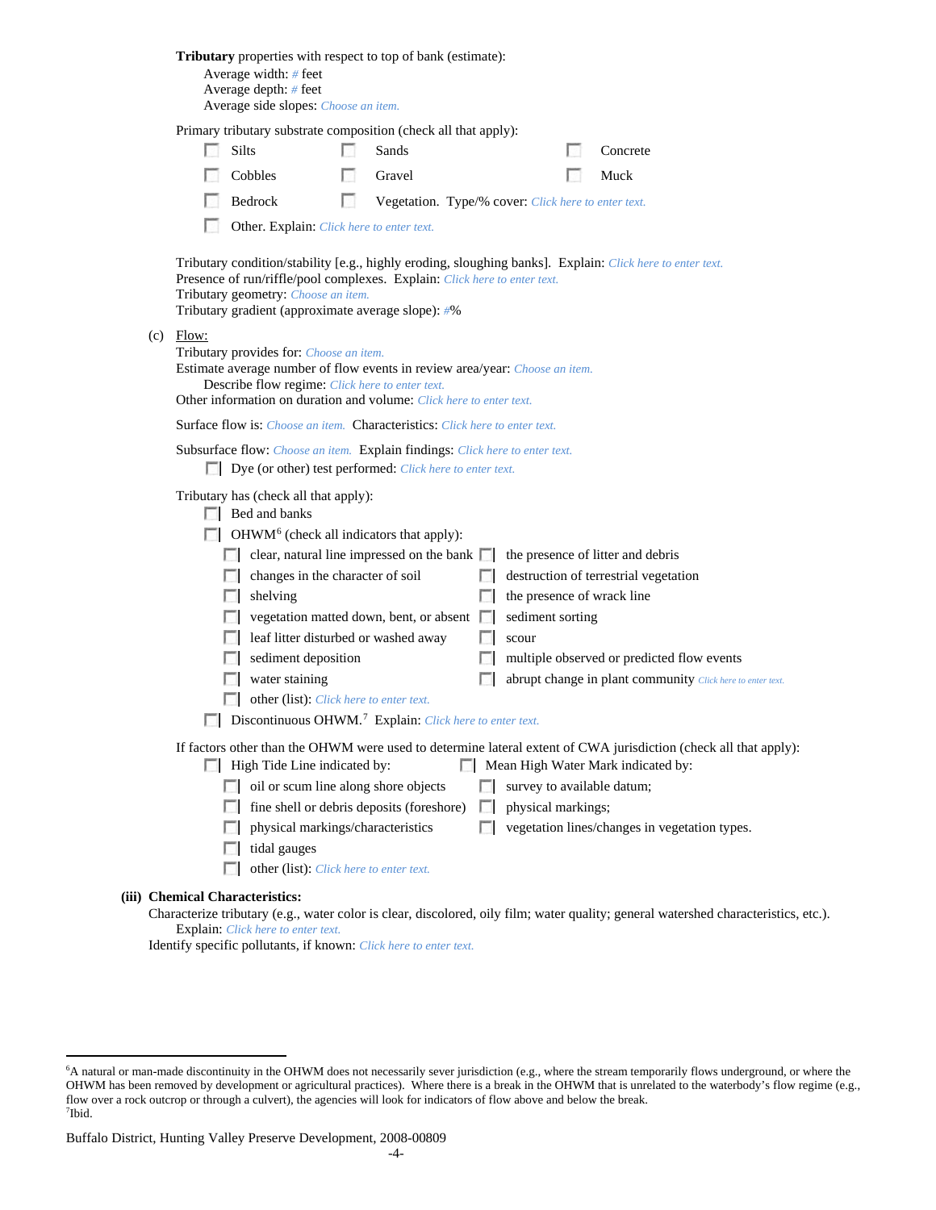**Tributary** properties with respect to top of bank (estimate):

Average width: # feet
Average depth: # feet
Average side slopes: Choose an item.

Primary tributary substrate composition (check all that apply):

- ☐ Silts
- ☐ Sands
- ☐ Concrete
- ☐ Cobbles
- ☐ Gravel
- ☐ Muck
- ☐ Bedrock
- ☐ Vegetation. Type/% cover: Click here to enter text.
- ☐ Other. Explain: Click here to enter text.

Tributary condition/stability [e.g., highly eroding, sloughing banks]. Explain: Click here to enter text.
Presence of run/riffle/pool complexes. Explain: Click here to enter text.
Tributary geometry: Choose an item.
Tributary gradient (approximate average slope): #%

(c) Flow:

Tributary provides for: Choose an item.
Estimate average number of flow events in review area/year: Choose an item.
Describe flow regime: Click here to enter text.
Other information on duration and volume: Click here to enter text.

Surface flow is: Choose an item. Characteristics: Click here to enter text.

Subsurface flow: Choose an item. Explain findings: Click here to enter text.

- ☐ Dye (or other) test performed: Click here to enter text.

Tributary has (check all that apply):

- ☐ Bed and banks
- ☐ OHWM[6] (check all indicators that apply):
  - ☐ clear, natural line impressed on the bank
  - ☐ the presence of litter and debris
  - ☐ changes in the character of soil
  - ☐ destruction of terrestrial vegetation
  - ☐ shelving
  - ☐ the presence of wrack line
  - ☐ vegetation matted down, bent, or absent
  - ☐ sediment sorting
  - ☐ leaf litter disturbed or washed away
  - ☐ scour
  - ☐ sediment deposition
  - ☐ multiple observed or predicted flow events
  - ☐ water staining
  - ☐ abrupt change in plant community Click here to enter text.
  - ☐ other (list): Click here to enter text.
- ☐ Discontinuous OHWM.[7] Explain: Click here to enter text.

If factors other than the OHWM were used to determine lateral extent of CWA jurisdiction (check all that apply):

- ☐ High Tide Line indicated by:
  - ☐ oil or scum line along shore objects
  - ☐ fine shell or debris deposits (foreshore)
  - ☐ physical markings/characteristics
  - ☐ tidal gauges
  - ☐ other (list): Click here to enter text.
- ☐ Mean High Water Mark indicated by:
  - ☐ survey to available datum;
  - ☐ physical markings;
  - ☐ vegetation lines/changes in vegetation types.

**(iii) Chemical Characteristics:**

Characterize tributary (e.g., water color is clear, discolored, oily film; water quality; general watershed characteristics, etc.).
Explain: Click here to enter text.
Identify specific pollutants, if known: Click here to enter text.

---

[6] A natural or man-made discontinuity in the OHWM does not necessarily sever jurisdiction (e.g., where the stream temporarily flows underground, or where the OHWM has been removed by development or agricultural practices). Where there is a break in the OHWM that is unrelated to the waterbody's flow regime (e.g., flow over a rock outcrop or through a culvert), the agencies will look for indicators of flow above and below the break.
[7] Ibid.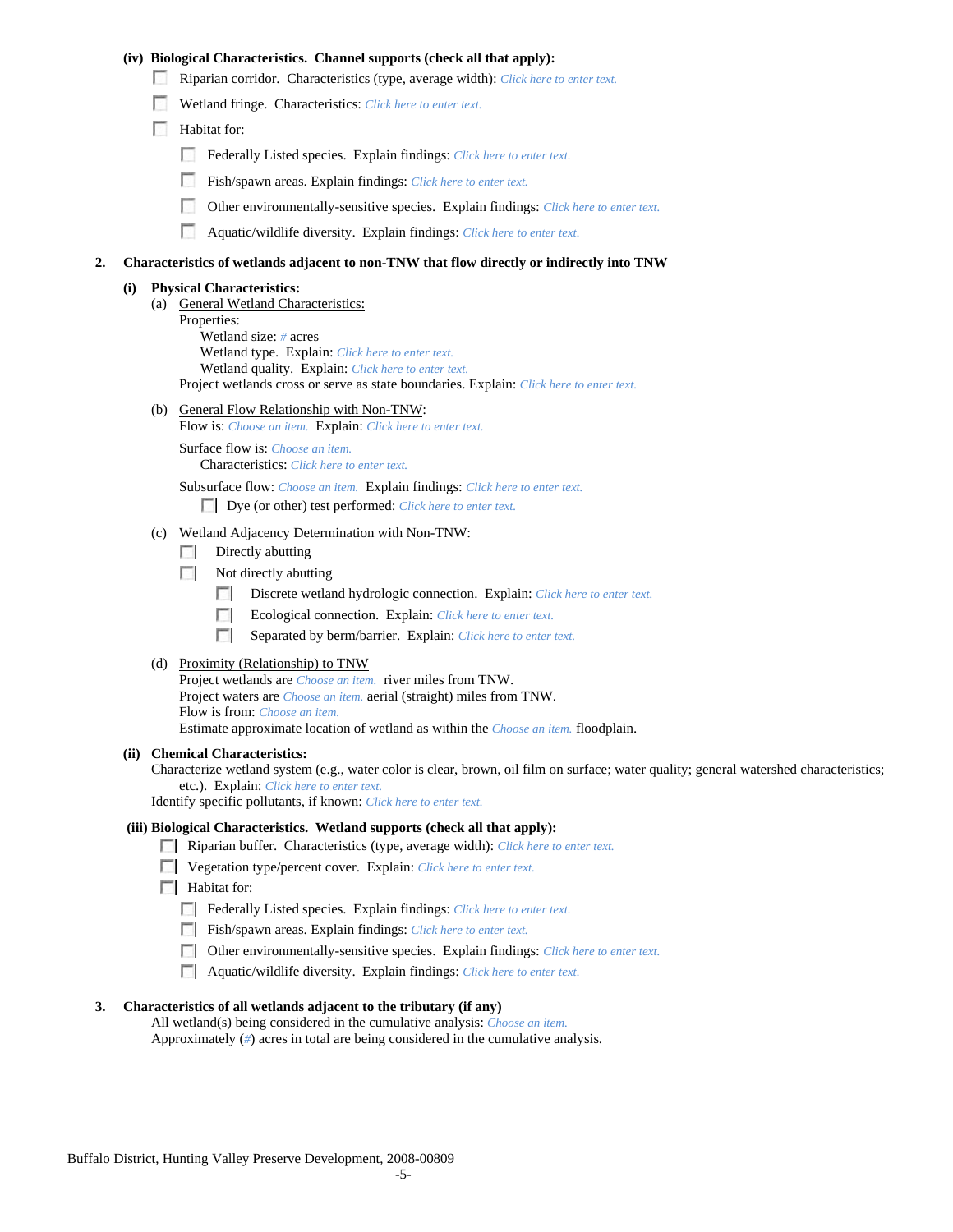**(iv) Biological Characteristics. Channel supports (check all that apply):**

- ☐ Riparian corridor. Characteristics (type, average width): *Click here to enter text.*
- ☐ Wetland fringe. Characteristics: *Click here to enter text.*
- ☐ Habitat for:
  - ☐ Federally Listed species. Explain findings: *Click here to enter text.*
  - ☐ Fish/spawn areas. Explain findings: *Click here to enter text.*
  - ☐ Other environmentally-sensitive species. Explain findings: *Click here to enter text.*
  - ☐ Aquatic/wildlife diversity. Explain findings: *Click here to enter text.*

**2. Characteristics of wetlands adjacent to non-TNW that flow directly or indirectly into TNW**

**(i) Physical Characteristics:**

(a) General Wetland Characteristics:

Properties:

Wetland size: *#* acres

Wetland type. Explain: *Click here to enter text.*

Wetland quality. Explain: *Click here to enter text.*

Project wetlands cross or serve as state boundaries. Explain: *Click here to enter text.*

(b) General Flow Relationship with Non-TNW:

Flow is: *Choose an item.* Explain: *Click here to enter text.*

Surface flow is: *Choose an item.*

Characteristics: *Click here to enter text.*

Subsurface flow: *Choose an item.* Explain findings: *Click here to enter text.*

- ☐ Dye (or other) test performed: *Click here to enter text.*

(c) Wetland Adjacency Determination with Non-TNW:

- ☐ Directly abutting
- ☐ Not directly abutting
  - ☐ Discrete wetland hydrologic connection. Explain: *Click here to enter text.*
  - ☐ Ecological connection. Explain: *Click here to enter text.*
  - ☐ Separated by berm/barrier. Explain: *Click here to enter text.*

(d) Proximity (Relationship) to TNW

Project wetlands are *Choose an item.* river miles from TNW.

Project waters are *Choose an item.* aerial (straight) miles from TNW.

Flow is from: *Choose an item.*

Estimate approximate location of wetland as within the *Choose an item.* floodplain.

**(ii) Chemical Characteristics:**

Characterize wetland system (e.g., water color is clear, brown, oil film on surface; water quality; general watershed characteristics; etc.). Explain: *Click here to enter text.*

Identify specific pollutants, if known: *Click here to enter text.*

**(iii) Biological Characteristics. Wetland supports (check all that apply):**

- ☐ Riparian buffer. Characteristics (type, average width): *Click here to enter text.*
- ☐ Vegetation type/percent cover. Explain: *Click here to enter text.*
- ☐ Habitat for:
  - ☐ Federally Listed species. Explain findings: *Click here to enter text.*
  - ☐ Fish/spawn areas. Explain findings: *Click here to enter text.*
  - ☐ Other environmentally-sensitive species. Explain findings: *Click here to enter text.*
  - ☐ Aquatic/wildlife diversity. Explain findings: *Click here to enter text.*

**3. Characteristics of all wetlands adjacent to the tributary (if any)**

All wetland(s) being considered in the cumulative analysis: *Choose an item.*

Approximately (*#*) acres in total are being considered in the cumulative analysis.

Buffalo District, Hunting Valley Preserve Development, 2008-00809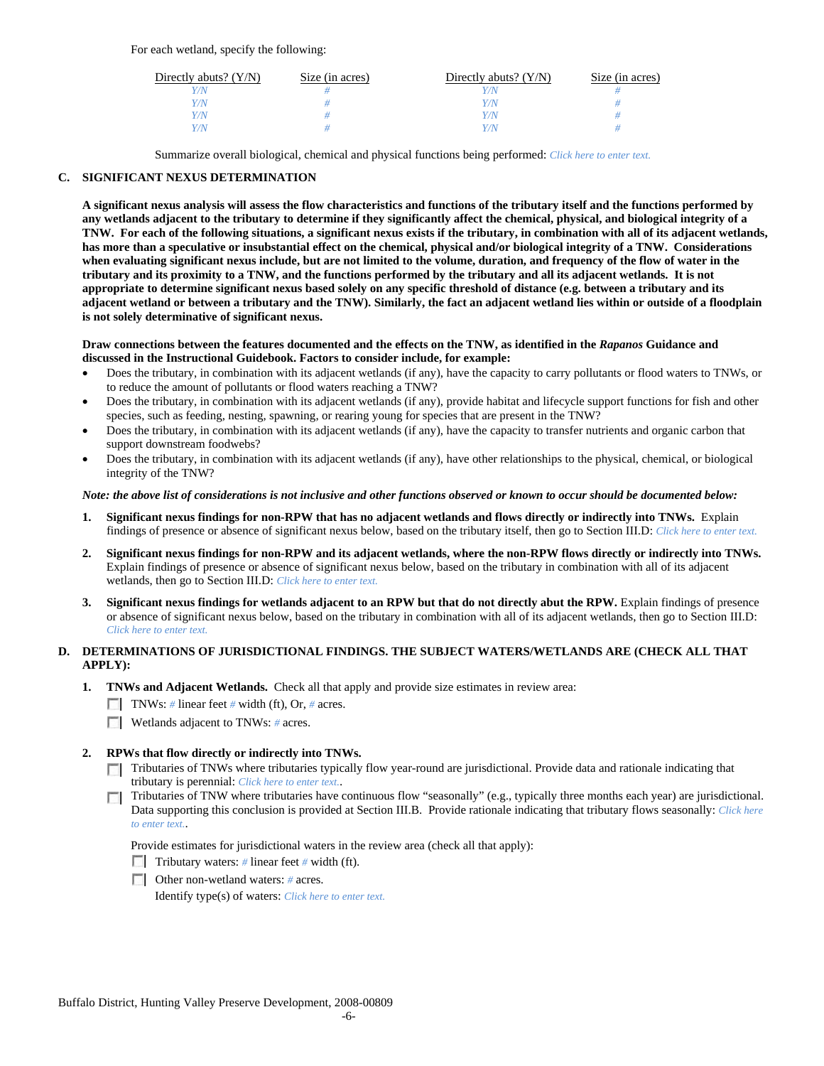For each wetland, specify the following:

| Directly abuts? (Y/N) | Size (in acres) | Directly abuts? (Y/N) | Size (in acres) |
|---|---|---|---|
| Y/N | # | Y/N | # |
| Y/N | # | Y/N | # |
| Y/N | # | Y/N | # |
| Y/N | # | Y/N | # |

Summarize overall biological, chemical and physical functions being performed: *Click here to enter text.*

**C. SIGNIFICANT NEXUS DETERMINATION**

**A significant nexus analysis will assess the flow characteristics and functions of the tributary itself and the functions performed by any wetlands adjacent to the tributary to determine if they significantly affect the chemical, physical, and biological integrity of a TNW. For each of the following situations, a significant nexus exists if the tributary, in combination with all of its adjacent wetlands, has more than a speculative or insubstantial effect on the chemical, physical and/or biological integrity of a TNW. Considerations when evaluating significant nexus include, but are not limited to the volume, duration, and frequency of the flow of water in the tributary and its proximity to a TNW, and the functions performed by the tributary and all its adjacent wetlands. It is not appropriate to determine significant nexus based solely on any specific threshold of distance (e.g. between a tributary and its adjacent wetland or between a tributary and the TNW). Similarly, the fact an adjacent wetland lies within or outside of a floodplain is not solely determinative of significant nexus.**

**Draw connections between the features documented and the effects on the TNW, as identified in the *Rapanos* Guidance and discussed in the Instructional Guidebook. Factors to consider include, for example:**

- Does the tributary, in combination with its adjacent wetlands (if any), have the capacity to carry pollutants or flood waters to TNWs, or to reduce the amount of pollutants or flood waters reaching a TNW?
- Does the tributary, in combination with its adjacent wetlands (if any), provide habitat and lifecycle support functions for fish and other species, such as feeding, nesting, spawning, or rearing young for species that are present in the TNW?
- Does the tributary, in combination with its adjacent wetlands (if any), have the capacity to transfer nutrients and organic carbon that support downstream foodwebs?
- Does the tributary, in combination with its adjacent wetlands (if any), have other relationships to the physical, chemical, or biological integrity of the TNW?

***Note: the above list of considerations is not inclusive and other functions observed or known to occur should be documented below:***

1. **Significant nexus findings for non-RPW that has no adjacent wetlands and flows directly or indirectly into TNWs.** Explain findings of presence or absence of significant nexus below, based on the tributary itself, then go to Section III.D: *Click here to enter text.*

2. **Significant nexus findings for non-RPW and its adjacent wetlands, where the non-RPW flows directly or indirectly into TNWs.** Explain findings of presence or absence of significant nexus below, based on the tributary in combination with all of its adjacent wetlands, then go to Section III.D: *Click here to enter text.*

3. **Significant nexus findings for wetlands adjacent to an RPW but that do not directly abut the RPW.** Explain findings of presence or absence of significant nexus below, based on the tributary in combination with all of its adjacent wetlands, then go to Section III.D: *Click here to enter text.*

**D. DETERMINATIONS OF JURISDICTIONAL FINDINGS. THE SUBJECT WATERS/WETLANDS ARE (CHECK ALL THAT APPLY):**

1. **TNWs and Adjacent Wetlands.** Check all that apply and provide size estimates in review area:
   - ☐ TNWs: # linear feet # width (ft), Or, # acres.
   - ☐ Wetlands adjacent to TNWs: # acres.

2. **RPWs that flow directly or indirectly into TNWs.**
   - ☐ Tributaries of TNWs where tributaries typically flow year-round are jurisdictional. Provide data and rationale indicating that tributary is perennial: *Click here to enter text.*.
   - ☐ Tributaries of TNW where tributaries have continuous flow "seasonally" (e.g., typically three months each year) are jurisdictional. Data supporting this conclusion is provided at Section III.B. Provide rationale indicating that tributary flows seasonally: *Click here to enter text.*.

   Provide estimates for jurisdictional waters in the review area (check all that apply):
   - ☐ Tributary waters: # linear feet # width (ft).
   - ☐ Other non-wetland waters: # acres.
     Identify type(s) of waters: *Click here to enter text.*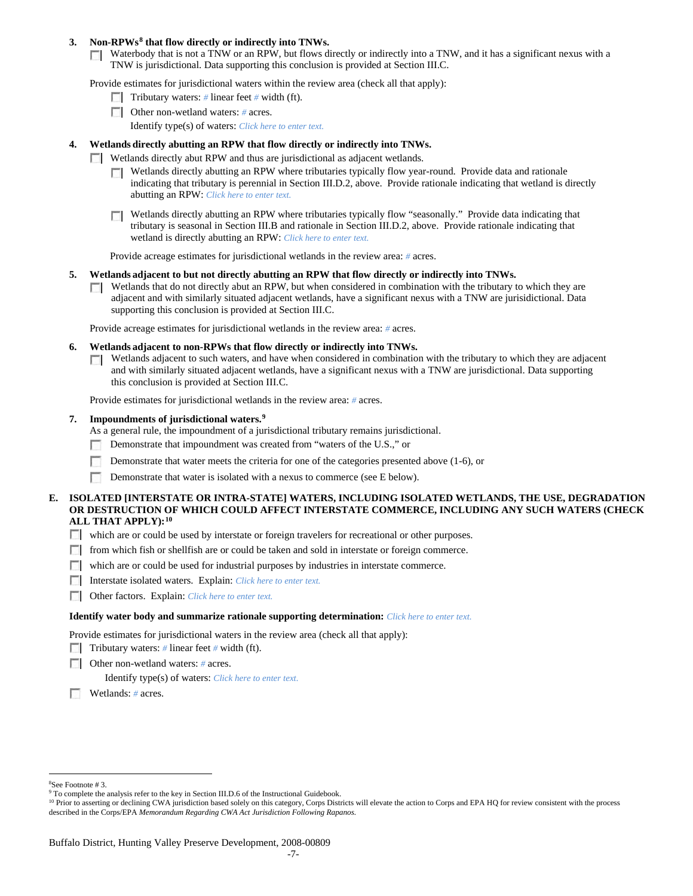3. **Non-RPWs[8] that flow directly or indirectly into TNWs.**

   ☐ Waterbody that is not a TNW or an RPW, but flows directly or indirectly into a TNW, and it has a significant nexus with a TNW is jurisdictional. Data supporting this conclusion is provided at Section III.C.

   Provide estimates for jurisdictional waters within the review area (check all that apply):

   - ☐ Tributary waters: # linear feet # width (ft).
   - ☐ Other non-wetland waters: # acres.

     Identify type(s) of waters: *Click here to enter text.*

4. **Wetlands directly abutting an RPW that flow directly or indirectly into TNWs.**

   ☐ Wetlands directly abut RPW and thus are jurisdictional as adjacent wetlands.

   - ☐ Wetlands directly abutting an RPW where tributaries typically flow year-round. Provide data and rationale indicating that tributary is perennial in Section III.D.2, above. Provide rationale indicating that wetland is directly abutting an RPW: *Click here to enter text.*
   - ☐ Wetlands directly abutting an RPW where tributaries typically flow "seasonally." Provide data indicating that tributary is seasonal in Section III.B and rationale in Section III.D.2, above. Provide rationale indicating that wetland is directly abutting an RPW: *Click here to enter text.*

   Provide acreage estimates for jurisdictional wetlands in the review area: # acres.

5. **Wetlands adjacent to but not directly abutting an RPW that flow directly or indirectly into TNWs.**

   ☐ Wetlands that do not directly abut an RPW, but when considered in combination with the tributary to which they are adjacent and with similarly situated adjacent wetlands, have a significant nexus with a TNW are jurisdictional. Data supporting this conclusion is provided at Section III.C.

   Provide acreage estimates for jurisdictional wetlands in the review area: # acres.

6. **Wetlands adjacent to non-RPWs that flow directly or indirectly into TNWs.**

   ☐ Wetlands adjacent to such waters, and have when considered in combination with the tributary to which they are adjacent and with similarly situated adjacent wetlands, have a significant nexus with a TNW are jurisdictional. Data supporting this conclusion is provided at Section III.C.

   Provide estimates for jurisdictional wetlands in the review area: # acres.

7. **Impoundments of jurisdictional waters.[9]**

   As a general rule, the impoundment of a jurisdictional tributary remains jurisdictional.

   - ☐ Demonstrate that impoundment was created from "waters of the U.S.," or
   - ☐ Demonstrate that water meets the criteria for one of the categories presented above (1-6), or
   - ☐ Demonstrate that water is isolated with a nexus to commerce (see E below).

**E. ISOLATED [INTERSTATE OR INTRA-STATE] WATERS, INCLUDING ISOLATED WETLANDS, THE USE, DEGRADATION OR DESTRUCTION OF WHICH COULD AFFECT INTERSTATE COMMERCE, INCLUDING ANY SUCH WATERS (CHECK ALL THAT APPLY):[10]**

- ☐ which are or could be used by interstate or foreign travelers for recreational or other purposes.
- ☐ from which fish or shellfish are or could be taken and sold in interstate or foreign commerce.
- ☐ which are or could be used for industrial purposes by industries in interstate commerce.
- ☐ Interstate isolated waters. Explain: *Click here to enter text.*
- ☐ Other factors. Explain: *Click here to enter text.*

**Identify water body and summarize rationale supporting determination:** *Click here to enter text.*

Provide estimates for jurisdictional waters in the review area (check all that apply):

- ☐ Tributary waters: # linear feet # width (ft).
- ☐ Other non-wetland waters: # acres.

  Identify type(s) of waters: *Click here to enter text.*
- ☐ Wetlands: # acres.

---

[8] See Footnote # 3.

[9] To complete the analysis refer to the key in Section III.D.6 of the Instructional Guidebook.

[10] Prior to asserting or declining CWA jurisdiction based solely on this category, Corps Districts will elevate the action to Corps and EPA HQ for review consistent with the process described in the Corps/EPA *Memorandum Regarding CWA Act Jurisdiction Following Rapanos.*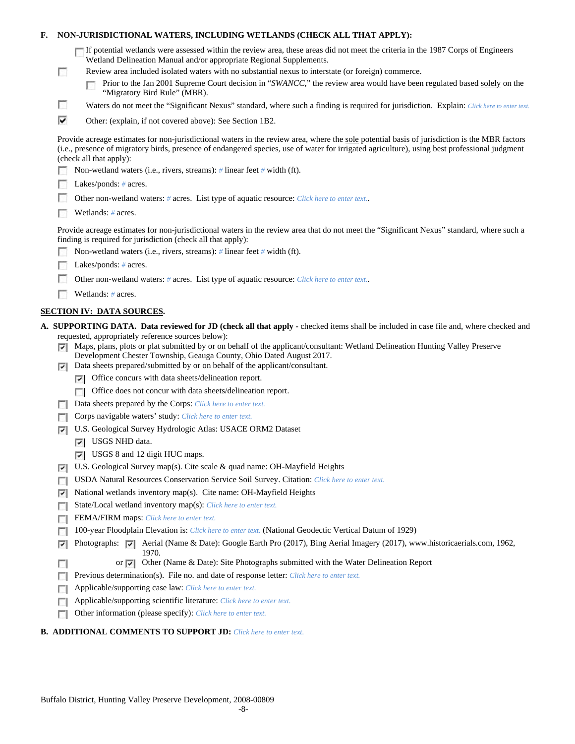**F. NON-JURISDICTIONAL WATERS, INCLUDING WETLANDS (CHECK ALL THAT APPLY):**

- ☐ If potential wetlands were assessed within the review area, these areas did not meet the criteria in the 1987 Corps of Engineers Wetland Delineation Manual and/or appropriate Regional Supplements.
- ☐ Review area included isolated waters with no substantial nexus to interstate (or foreign) commerce.
  - ☐ Prior to the Jan 2001 Supreme Court decision in "*SWANCC*," the review area would have been regulated based solely on the "Migratory Bird Rule" (MBR).
- ☐ Waters do not meet the "Significant Nexus" standard, where such a finding is required for jurisdiction. Explain: *Click here to enter text.*
- ☑ Other: (explain, if not covered above): See Section 1B2.

Provide acreage estimates for non-jurisdictional waters in the review area, where the sole potential basis of jurisdiction is the MBR factors (i.e., presence of migratory birds, presence of endangered species, use of water for irrigated agriculture), using best professional judgment (check all that apply):

- ☐ Non-wetland waters (i.e., rivers, streams): # linear feet # width (ft).
- ☐ Lakes/ponds: # acres.
- ☐ Other non-wetland waters: # acres. List type of aquatic resource: *Click here to enter text.*.
- ☐ Wetlands: # acres.

Provide acreage estimates for non-jurisdictional waters in the review area that do not meet the "Significant Nexus" standard, where such a finding is required for jurisdiction (check all that apply):

- ☐ Non-wetland waters (i.e., rivers, streams): # linear feet # width (ft).
- ☐ Lakes/ponds: # acres.
- ☐ Other non-wetland waters: # acres. List type of aquatic resource: *Click here to enter text.*.
- ☐ Wetlands: # acres.

## SECTION IV: DATA SOURCES.

**A. SUPPORTING DATA. Data reviewed for JD (check all that apply** - checked items shall be included in case file and, where checked and requested, appropriately reference sources below):

- ☑ Maps, plans, plots or plat submitted by or on behalf of the applicant/consultant: Wetland Delineation Hunting Valley Preserve Development Chester Township, Geauga County, Ohio Dated August 2017.
- ☑ Data sheets prepared/submitted by or on behalf of the applicant/consultant.
  - ☑ Office concurs with data sheets/delineation report.
  - ☐ Office does not concur with data sheets/delineation report.
- ☐ Data sheets prepared by the Corps: *Click here to enter text.*
- ☐ Corps navigable waters' study: *Click here to enter text.*
- ☑ U.S. Geological Survey Hydrologic Atlas: USACE ORM2 Dataset
  - ☑ USGS NHD data.
  - ☑ USGS 8 and 12 digit HUC maps.
- ☑ U.S. Geological Survey map(s). Cite scale & quad name: OH-Mayfield Heights
- ☐ USDA Natural Resources Conservation Service Soil Survey. Citation: *Click here to enter text.*
- ☑ National wetlands inventory map(s). Cite name: OH-Mayfield Heights
- ☐ State/Local wetland inventory map(s): *Click here to enter text.*
- ☐ FEMA/FIRM maps: *Click here to enter text.*
- ☐ 100-year Floodplain Elevation is: *Click here to enter text.* (National Geodectic Vertical Datum of 1929)
- ☑ Photographs: ☑ Aerial (Name & Date): Google Earth Pro (2017), Bing Aerial Imagery (2017), www.historicaerials.com, 1962, 1970.
- ☐ or ☑ Other (Name & Date): Site Photographs submitted with the Water Delineation Report
- ☐ Previous determination(s). File no. and date of response letter: *Click here to enter text.*
- ☐ Applicable/supporting case law: *Click here to enter text.*
- ☐ Applicable/supporting scientific literature: *Click here to enter text.*
- ☐ Other information (please specify): *Click here to enter text.*

**B. ADDITIONAL COMMENTS TO SUPPORT JD:** *Click here to enter text.*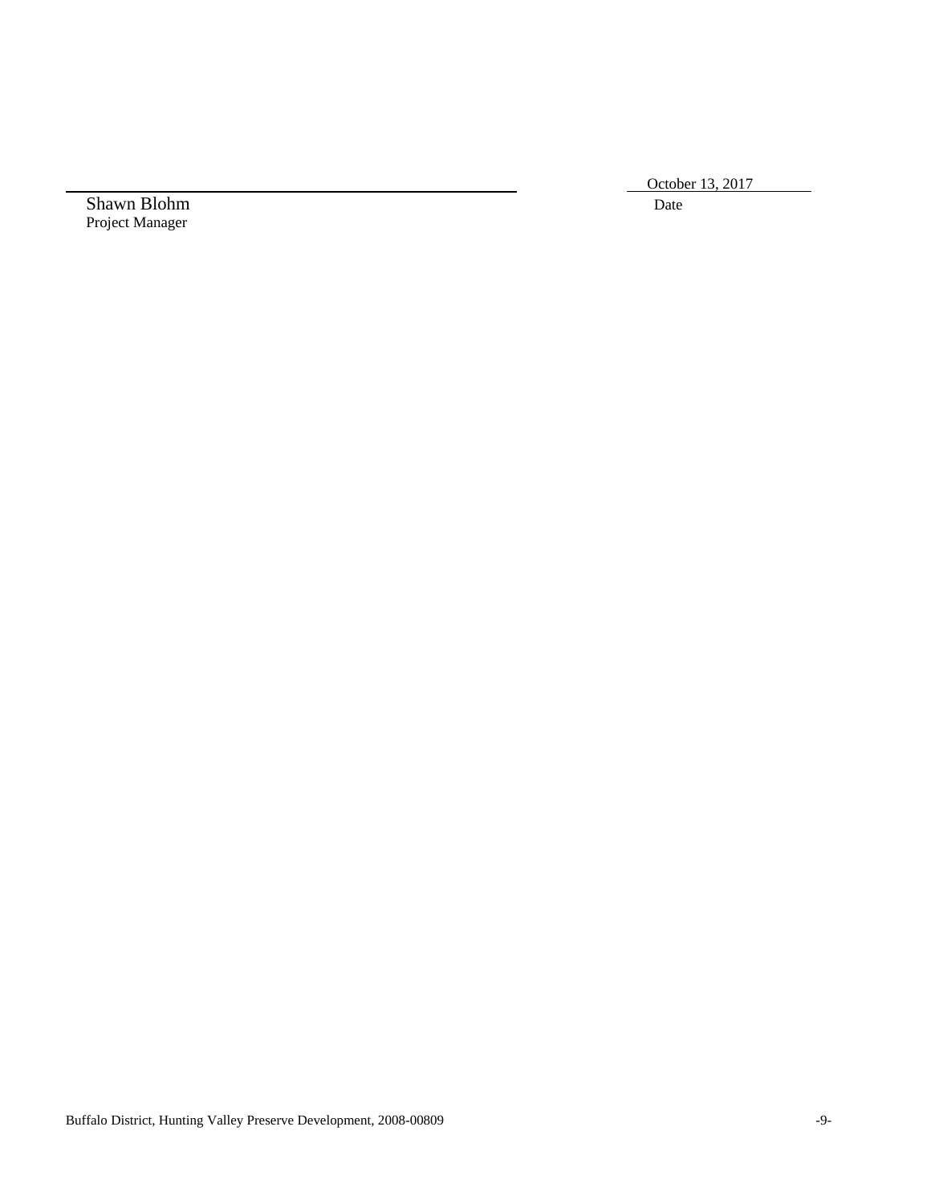Shawn Blohm
Project Manager

October 13, 2017
Date